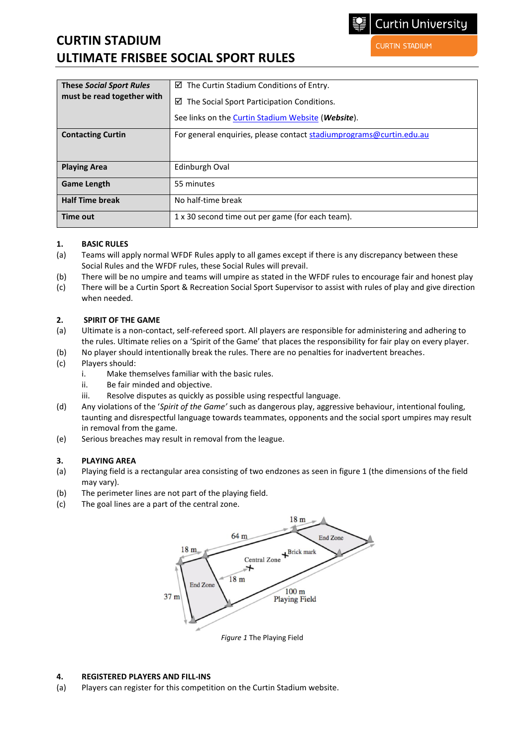# CURTIN STADIUM
# ULTIMATE FRISBEE SOCIAL SPORT RULES

| These *Social Sport Rules* must be read together with | ☑ The Curtin Stadium Conditions of Entry.<br>☑ The Social Sport Participation Conditions.<br>See links on the Curtin Stadium Website (***Website***). |
|---|---|
| **Contacting Curtin** | For general enquiries, please contact stadiumprograms@curtin.edu.au |
| **Playing Area** | Edinburgh Oval |
| **Game Length** | 55 minutes |
| **Half Time break** | No half-time break |
| **Time out** | 1 x 30 second time out per game (for each team). |

## 1. BASIC RULES

(a) Teams will apply normal WFDF Rules apply to all games except if there is any discrepancy between these Social Rules and the WFDF rules, these Social Rules will prevail.

(b) There will be no umpire and teams will umpire as stated in the WFDF rules to encourage fair and honest play

(c) There will be a Curtin Sport & Recreation Social Sport Supervisor to assist with rules of play and give direction when needed.

## 2. SPIRIT OF THE GAME

(a) Ultimate is a non-contact, self-refereed sport. All players are responsible for administering and adhering to the rules. Ultimate relies on a 'Spirit of the Game' that places the responsibility for fair play on every player.

(b) No player should intentionally break the rules. There are no penalties for inadvertent breaches.

(c) Players should:
   i. Make themselves familiar with the basic rules.
   ii. Be fair minded and objective.
   iii. Resolve disputes as quickly as possible using respectful language.

(d) Any violations of the '*Spirit of the Game'* such as dangerous play, aggressive behaviour, intentional fouling, taunting and disrespectful language towards teammates, opponents and the social sport umpires may result in removal from the game.

(e) Serious breaches may result in removal from the league.

## 3. PLAYING AREA

(a) Playing field is a rectangular area consisting of two endzones as seen in figure 1 (the dimensions of the field may vary).

(b) The perimeter lines are not part of the playing field.

(c) The goal lines are a part of the central zone.

*Figure 1* The Playing Field

## 4. REGISTERED PLAYERS AND FILL-INS

(a) Players can register for this competition on the Curtin Stadium website.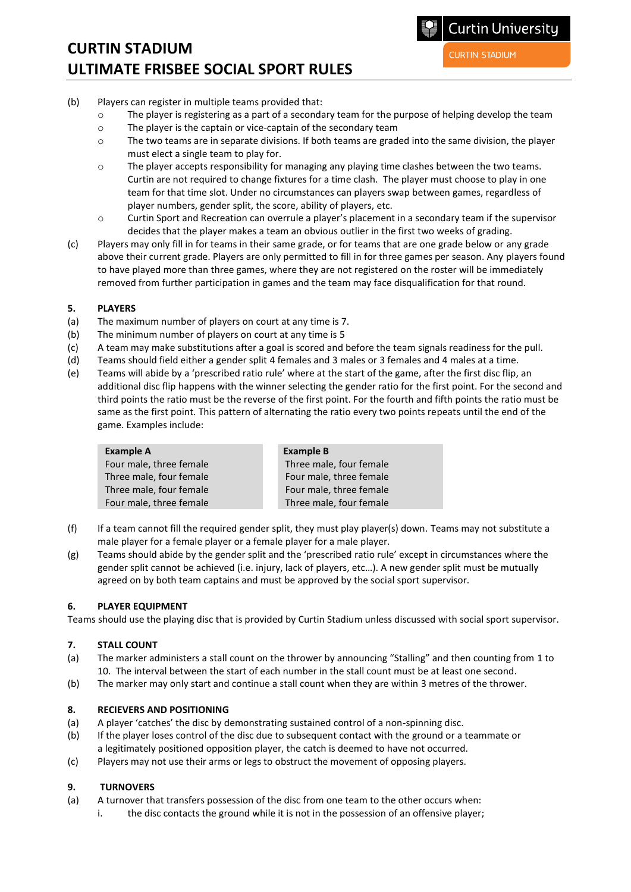(b) Players can register in multiple teams provided that:

- The player is registering as a part of a secondary team for the purpose of helping develop the team
- The player is the captain or vice-captain of the secondary team
- The two teams are in separate divisions. If both teams are graded into the same division, the player must elect a single team to play for.
- The player accepts responsibility for managing any playing time clashes between the two teams. Curtin are not required to change fixtures for a time clash. The player must choose to play in one team for that time slot. Under no circumstances can players swap between games, regardless of player numbers, gender split, the score, ability of players, etc.
- Curtin Sport and Recreation can overrule a player's placement in a secondary team if the supervisor decides that the player makes a team an obvious outlier in the first two weeks of grading.

(c) Players may only fill in for teams in their same grade, or for teams that are one grade below or any grade above their current grade. Players are only permitted to fill in for three games per season. Any players found to have played more than three games, where they are not registered on the roster will be immediately removed from further participation in games and the team may face disqualification for that round.

**5. PLAYERS**

(a) The maximum number of players on court at any time is 7.

(b) The minimum number of players on court at any time is 5

(c) A team may make substitutions after a goal is scored and before the team signals readiness for the pull.

(d) Teams should field either a gender split 4 females and 3 males or 3 females and 4 males at a time.

(e) Teams will abide by a 'prescribed ratio rule' where at the start of the game, after the first disc flip, an additional disc flip happens with the winner selecting the gender ratio for the first point. For the second and third points the ratio must be the reverse of the first point. For the fourth and fifth points the ratio must be same as the first point. This pattern of alternating the ratio every two points repeats until the end of the game. Examples include:

| Example A | Example B |
|---|---|
| Four male, three female | Three male, four female |
| Three male, four female | Four male, three female |
| Three male, four female | Four male, three female |
| Four male, three female | Three male, four female |

(f) If a team cannot fill the required gender split, they must play player(s) down. Teams may not substitute a male player for a female player or a female player for a male player.

(g) Teams should abide by the gender split and the 'prescribed ratio rule' except in circumstances where the gender split cannot be achieved (i.e. injury, lack of players, etc…). A new gender split must be mutually agreed on by both team captains and must be approved by the social sport supervisor.

**6. PLAYER EQUIPMENT**

Teams should use the playing disc that is provided by Curtin Stadium unless discussed with social sport supervisor.

**7. STALL COUNT**

(a) The marker administers a stall count on the thrower by announcing "Stalling" and then counting from 1 to 10. The interval between the start of each number in the stall count must be at least one second.

(b) The marker may only start and continue a stall count when they are within 3 metres of the thrower.

**8. RECIEVERS AND POSITIONING**

(a) A player 'catches' the disc by demonstrating sustained control of a non-spinning disc.

(b) If the player loses control of the disc due to subsequent contact with the ground or a teammate or a legitimately positioned opposition player, the catch is deemed to have not occurred.

(c) Players may not use their arms or legs to obstruct the movement of opposing players.

**9. TURNOVERS**

(a) A turnover that transfers possession of the disc from one team to the other occurs when:

i. the disc contacts the ground while it is not in the possession of an offensive player;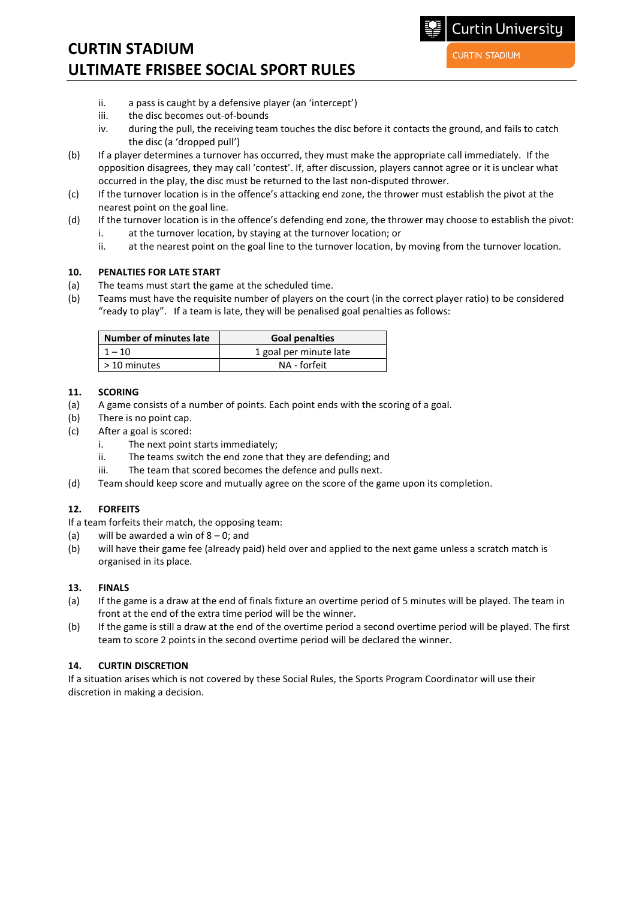ii. a pass is caught by a defensive player (an 'intercept')
iii. the disc becomes out-of-bounds
iv. during the pull, the receiving team touches the disc before it contacts the ground, and fails to catch the disc (a 'dropped pull')

(b) If a player determines a turnover has occurred, they must make the appropriate call immediately. If the opposition disagrees, they may call 'contest'. If, after discussion, players cannot agree or it is unclear what occurred in the play, the disc must be returned to the last non-disputed thrower.

(c) If the turnover location is in the offence's attacking end zone, the thrower must establish the pivot at the nearest point on the goal line.

(d) If the turnover location is in the offence's defending end zone, the thrower may choose to establish the pivot:
  i. at the turnover location, by staying at the turnover location; or
  ii. at the nearest point on the goal line to the turnover location, by moving from the turnover location.

## 10. PENALTIES FOR LATE START

(a) The teams must start the game at the scheduled time.

(b) Teams must have the requisite number of players on the court (in the correct player ratio) to be considered "ready to play". If a team is late, they will be penalised goal penalties as follows:

| Number of minutes late | Goal penalties |
|---|---|
| 1 – 10 | 1 goal per minute late |
| > 10 minutes | NA - forfeit |

## 11. SCORING

(a) A game consists of a number of points. Each point ends with the scoring of a goal.

(b) There is no point cap.

(c) After a goal is scored:
  i. The next point starts immediately;
  ii. The teams switch the end zone that they are defending; and
  iii. The team that scored becomes the defence and pulls next.

(d) Team should keep score and mutually agree on the score of the game upon its completion.

## 12. FORFEITS

If a team forfeits their match, the opposing team:

(a) will be awarded a win of 8 – 0; and

(b) will have their game fee (already paid) held over and applied to the next game unless a scratch match is organised in its place.

## 13. FINALS

(a) If the game is a draw at the end of finals fixture an overtime period of 5 minutes will be played. The team in front at the end of the extra time period will be the winner.

(b) If the game is still a draw at the end of the overtime period a second overtime period will be played. The first team to score 2 points in the second overtime period will be declared the winner.

## 14. CURTIN DISCRETION

If a situation arises which is not covered by these Social Rules, the Sports Program Coordinator will use their discretion in making a decision.